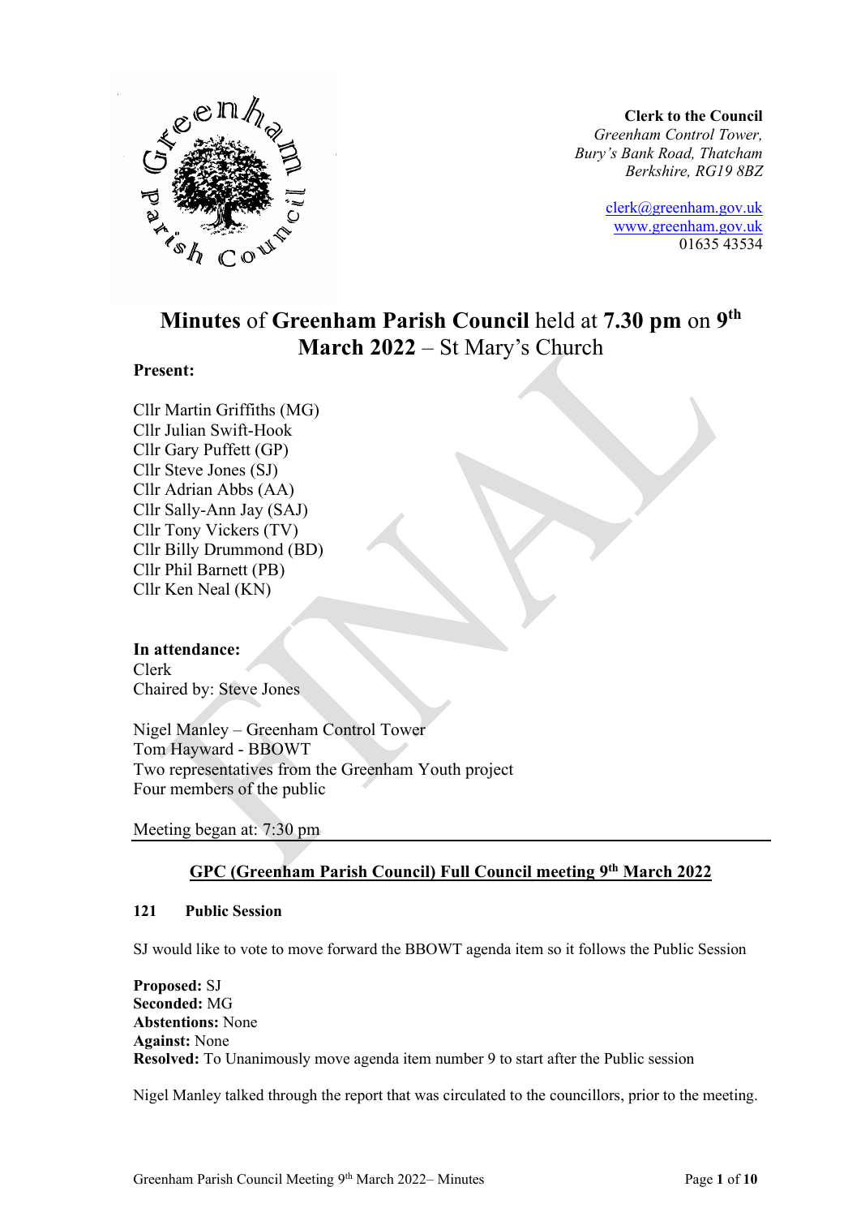**Clerk to the Council**
*Greenham Control Tower,*
*Bury's Bank Road, Thatcham*
*Berkshire, RG19 8BZ*

clerk@greenham.gov.uk
www.greenham.gov.uk
01635 43534

# Minutes of Greenham Parish Council held at 7.30 pm on 9th March 2022 – St Mary's Church

**Present:**

Cllr Martin Griffiths (MG)
Cllr Julian Swift-Hook
Cllr Gary Puffett (GP)
Cllr Steve Jones (SJ)
Cllr Adrian Abbs (AA)
Cllr Sally-Ann Jay (SAJ)
Cllr Tony Vickers (TV)
Cllr Billy Drummond (BD)
Cllr Phil Barnett (PB)
Cllr Ken Neal (KN)

**In attendance:**
Clerk
Chaired by: Steve Jones

Nigel Manley – Greenham Control Tower
Tom Hayward - BBOWT
Two representatives from the Greenham Youth project
Four members of the public

Meeting began at: 7:30 pm

## GPC (Greenham Parish Council) Full Council meeting 9th March 2022

### 121 Public Session

SJ would like to vote to move forward the BBOWT agenda item so it follows the Public Session

**Proposed:** SJ
**Seconded:** MG
**Abstentions:** None
**Against:** None
**Resolved:** To Unanimously move agenda item number 9 to start after the Public session

Nigel Manley talked through the report that was circulated to the councillors, prior to the meeting.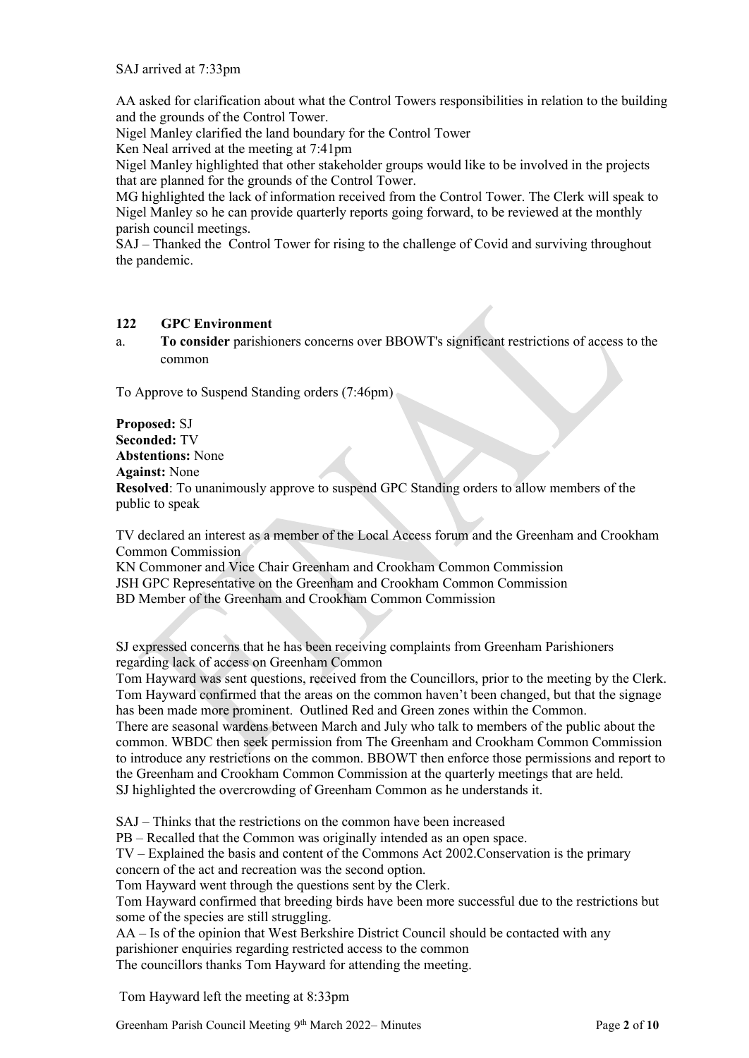SAJ arrived at 7:33pm

AA asked for clarification about what the Control Towers responsibilities in relation to the building and the grounds of the Control Tower.
Nigel Manley clarified the land boundary for the Control Tower
Ken Neal arrived at the meeting at 7:41pm
Nigel Manley highlighted that other stakeholder groups would like to be involved in the projects that are planned for the grounds of the Control Tower.
MG highlighted the lack of information received from the Control Tower. The Clerk will speak to Nigel Manley so he can provide quarterly reports going forward, to be reviewed at the monthly parish council meetings.
SAJ – Thanked the Control Tower for rising to the challenge of Covid and surviving throughout the pandemic.

### 122 GPC Environment

a. **To consider** parishioners concerns over BBOWT's significant restrictions of access to the common

To Approve to Suspend Standing orders (7:46pm)

**Proposed:** SJ
**Seconded:** TV
**Abstentions:** None
**Against:** None
**Resolved**: To unanimously approve to suspend GPC Standing orders to allow members of the public to speak

TV declared an interest as a member of the Local Access forum and the Greenham and Crookham Common Commission
KN Commoner and Vice Chair Greenham and Crookham Common Commission
JSH GPC Representative on the Greenham and Crookham Common Commission
BD Member of the Greenham and Crookham Common Commission

SJ expressed concerns that he has been receiving complaints from Greenham Parishioners regarding lack of access on Greenham Common
Tom Hayward was sent questions, received from the Councillors, prior to the meeting by the Clerk.
Tom Hayward confirmed that the areas on the common haven't been changed, but that the signage has been made more prominent. Outlined Red and Green zones within the Common.
There are seasonal wardens between March and July who talk to members of the public about the common. WBDC then seek permission from The Greenham and Crookham Common Commission to introduce any restrictions on the common. BBOWT then enforce those permissions and report to the Greenham and Crookham Common Commission at the quarterly meetings that are held.
SJ highlighted the overcrowding of Greenham Common as he understands it.

SAJ – Thinks that the restrictions on the common have been increased
PB – Recalled that the Common was originally intended as an open space.
TV – Explained the basis and content of the Commons Act 2002.Conservation is the primary concern of the act and recreation was the second option.
Tom Hayward went through the questions sent by the Clerk.
Tom Hayward confirmed that breeding birds have been more successful due to the restrictions but some of the species are still struggling.
AA – Is of the opinion that West Berkshire District Council should be contacted with any parishioner enquiries regarding restricted access to the common
The councillors thanks Tom Hayward for attending the meeting.

Tom Hayward left the meeting at 8:33pm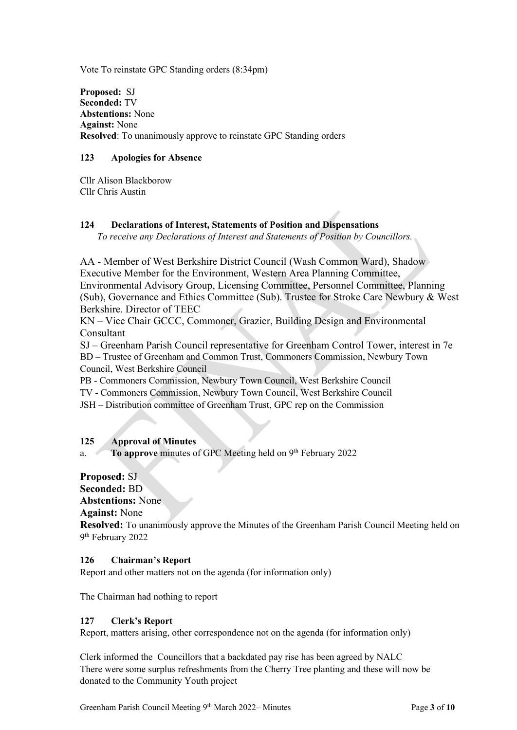Vote To reinstate GPC Standing orders (8:34pm)

**Proposed:** SJ
**Seconded:** TV
**Abstentions:** None
**Against:** None
**Resolved**: To unanimously approve to reinstate GPC Standing orders

### 123 Apologies for Absence

Cllr Alison Blackborow
Cllr Chris Austin

### 124 Declarations of Interest, Statements of Position and Dispensations

*To receive any Declarations of Interest and Statements of Position by Councillors.*

AA - Member of West Berkshire District Council (Wash Common Ward), Shadow Executive Member for the Environment, Western Area Planning Committee, Environmental Advisory Group, Licensing Committee, Personnel Committee, Planning (Sub), Governance and Ethics Committee (Sub). Trustee for Stroke Care Newbury & West Berkshire. Director of TEEC
KN – Vice Chair GCCC, Commoner, Grazier, Building Design and Environmental Consultant
SJ – Greenham Parish Council representative for Greenham Control Tower, interest in 7e
BD – Trustee of Greenham and Common Trust, Commoners Commission, Newbury Town Council, West Berkshire Council
PB - Commoners Commission, Newbury Town Council, West Berkshire Council
TV - Commoners Commission, Newbury Town Council, West Berkshire Council
JSH – Distribution committee of Greenham Trust, GPC rep on the Commission

### 125 Approval of Minutes

a. **To approve** minutes of GPC Meeting held on 9th February 2022

**Proposed:** SJ
**Seconded:** BD
**Abstentions:** None
**Against:** None
**Resolved:** To unanimously approve the Minutes of the Greenham Parish Council Meeting held on 9th February 2022

### 126 Chairman's Report

Report and other matters not on the agenda (for information only)

The Chairman had nothing to report

### 127 Clerk's Report

Report, matters arising, other correspondence not on the agenda (for information only)

Clerk informed the Councillors that a backdated pay rise has been agreed by NALC
There were some surplus refreshments from the Cherry Tree planting and these will now be donated to the Community Youth project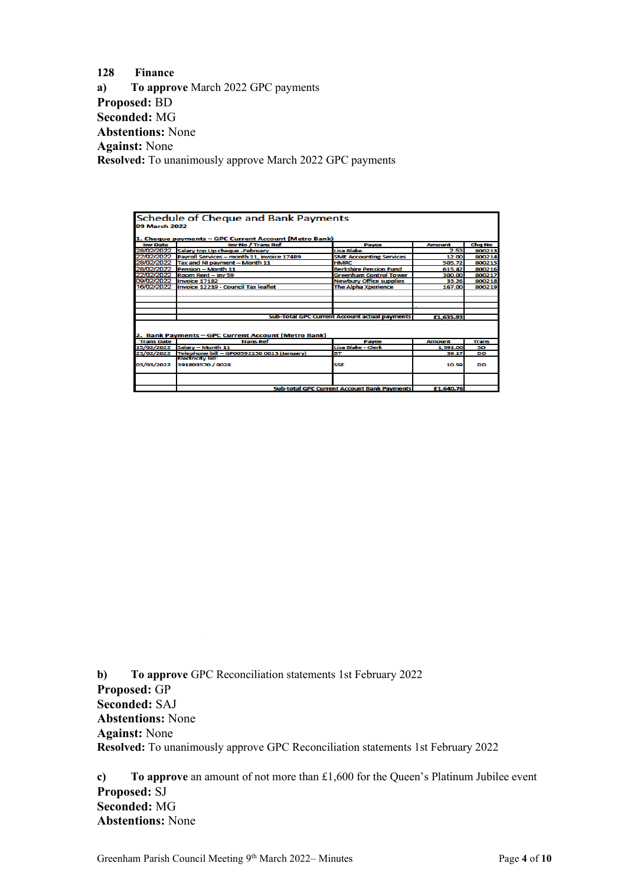**128 Finance**

**a) To approve** March 2022 GPC payments
**Proposed:** BD
**Seconded:** MG
**Abstentions:** None
**Against:** None
**Resolved:** To unanimously approve March 2022 GPC payments

**Schedule of Cheque and Bank Payments**
**09 March 2022**

**1. Cheque payments – GPC Current Account (Metro Bank)**

| Inv Date | Inv No / Trans Ref | Payee | Amount | Chq No |
|---|---|---|---|---|
| 28/02/2022 | Salary top Up cheque -February | Lisa Blake | 2.53 | 800213 |
| 22/02/2022 | Payroll Services – month 11, invoice 17489 | SME Accounting Services | 12.00 | 800214 |
| 28/02/2022 | Tax and NI payment – Month 11 | HMRC | 505.72 | 800215 |
| 28/02/2022 | Pension – Month 11 | Berkshire Pension Fund | 615.42 | 800216 |
| 22/02/2022 | Room Rent – Inv 59 | Greenham Control Tower | 300.00 | 800217 |
| 09/02/2022 | Invoice 17182 | Newbury Office supplies | 33.26 | 800218 |
| 16/02/2022 | Invoice 12219 - Council Tax leaflet | The Alpha Xperience | 167.00 | 800219 |
| | | | | |
| | | | | |
| | | | | |
| | Sub-Total GPC Current Account actual payments | | £1,635.93 | |

**2. Bank Payments – GPC Current Account (Metro Bank)**

| Trans Date | Trans Ref | Payee | Amount | Trans |
|---|---|---|---|---|
| 15/02/2022 | Salary – Month 11 | Lisa Blake - Clerk | 1,591.00 | SO |
| 23/02/2022 | Telephone bill – GP00592150 0013 (January) | BT | 39.17 | DD |
| 03/03/2022 | Electricity bill: 391803570 / 0028 | SSE | 10.59 | DD |
| | | | | |
| | Sub-total GPC Current Account Bank Payments | | £1,640.76 | |

**b) To approve** GPC Reconciliation statements 1st February 2022
**Proposed:** GP
**Seconded:** SAJ
**Abstentions:** None
**Against:** None
**Resolved:** To unanimously approve GPC Reconciliation statements 1st February 2022

**c) To approve** an amount of not more than £1,600 for the Queen's Platinum Jubilee event
**Proposed:** SJ
**Seconded:** MG
**Abstentions:** None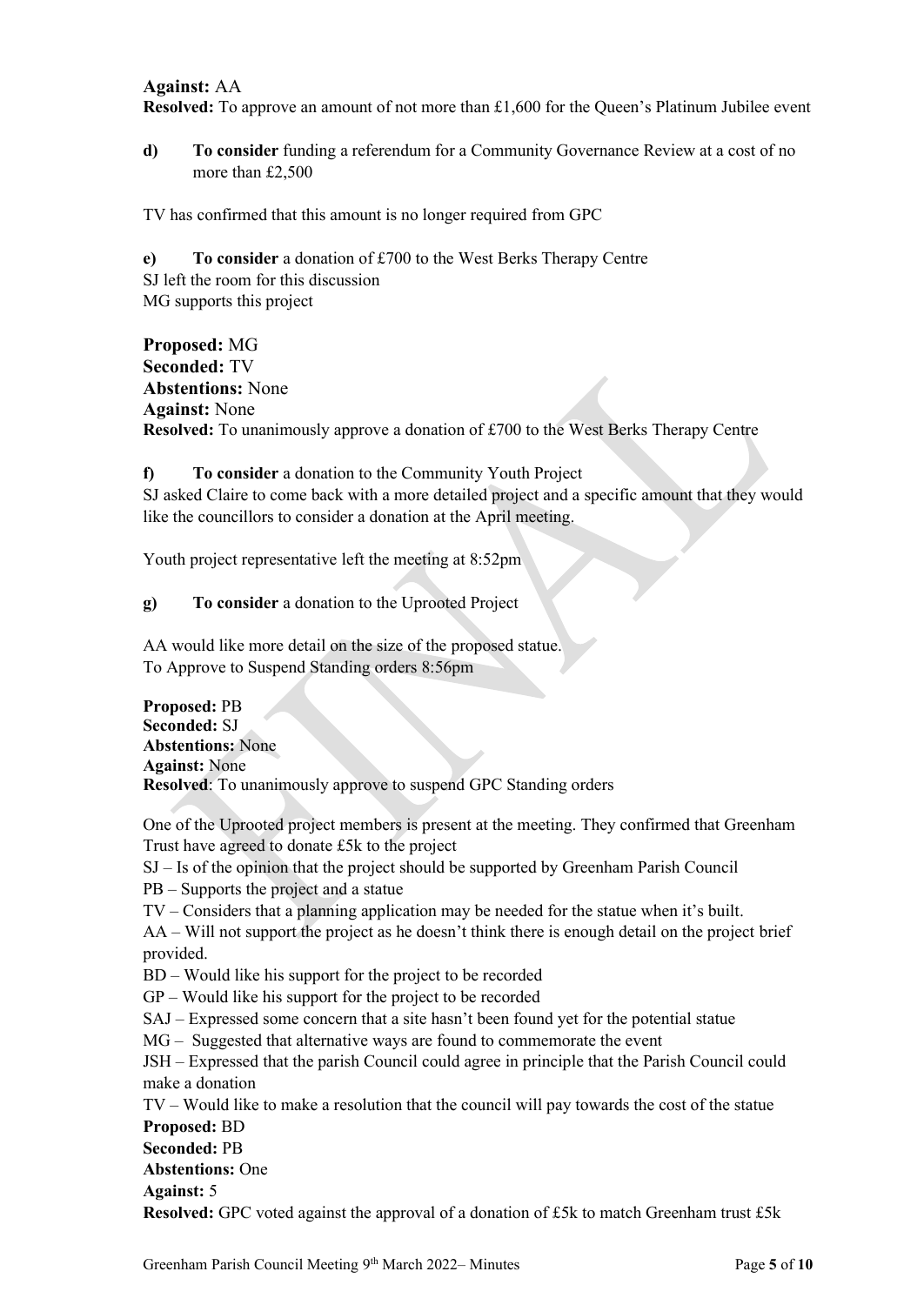**Against:** AA
**Resolved:** To approve an amount of not more than £1,600 for the Queen's Platinum Jubilee event

**d)** **To consider** funding a referendum for a Community Governance Review at a cost of no more than £2,500

TV has confirmed that this amount is no longer required from GPC

**e)** **To consider** a donation of £700 to the West Berks Therapy Centre
SJ left the room for this discussion
MG supports this project

**Proposed:** MG
**Seconded:** TV
**Abstentions:** None
**Against:** None
**Resolved:** To unanimously approve a donation of £700 to the West Berks Therapy Centre

**f)** **To consider** a donation to the Community Youth Project
SJ asked Claire to come back with a more detailed project and a specific amount that they would like the councillors to consider a donation at the April meeting.

Youth project representative left the meeting at 8:52pm

**g)** **To consider** a donation to the Uprooted Project

AA would like more detail on the size of the proposed statue.
To Approve to Suspend Standing orders 8:56pm

**Proposed:** PB
**Seconded:** SJ
**Abstentions:** None
**Against:** None
**Resolved**: To unanimously approve to suspend GPC Standing orders

One of the Uprooted project members is present at the meeting. They confirmed that Greenham Trust have agreed to donate £5k to the project
SJ – Is of the opinion that the project should be supported by Greenham Parish Council
PB – Supports the project and a statue
TV – Considers that a planning application may be needed for the statue when it's built.
AA – Will not support the project as he doesn't think there is enough detail on the project brief provided.
BD – Would like his support for the project to be recorded
GP – Would like his support for the project to be recorded
SAJ – Expressed some concern that a site hasn't been found yet for the potential statue
MG – Suggested that alternative ways are found to commemorate the event
JSH – Expressed that the parish Council could agree in principle that the Parish Council could make a donation
TV – Would like to make a resolution that the council will pay towards the cost of the statue
**Proposed:** BD
**Seconded:** PB
**Abstentions:** One
**Against:** 5
**Resolved:** GPC voted against the approval of a donation of £5k to match Greenham trust £5k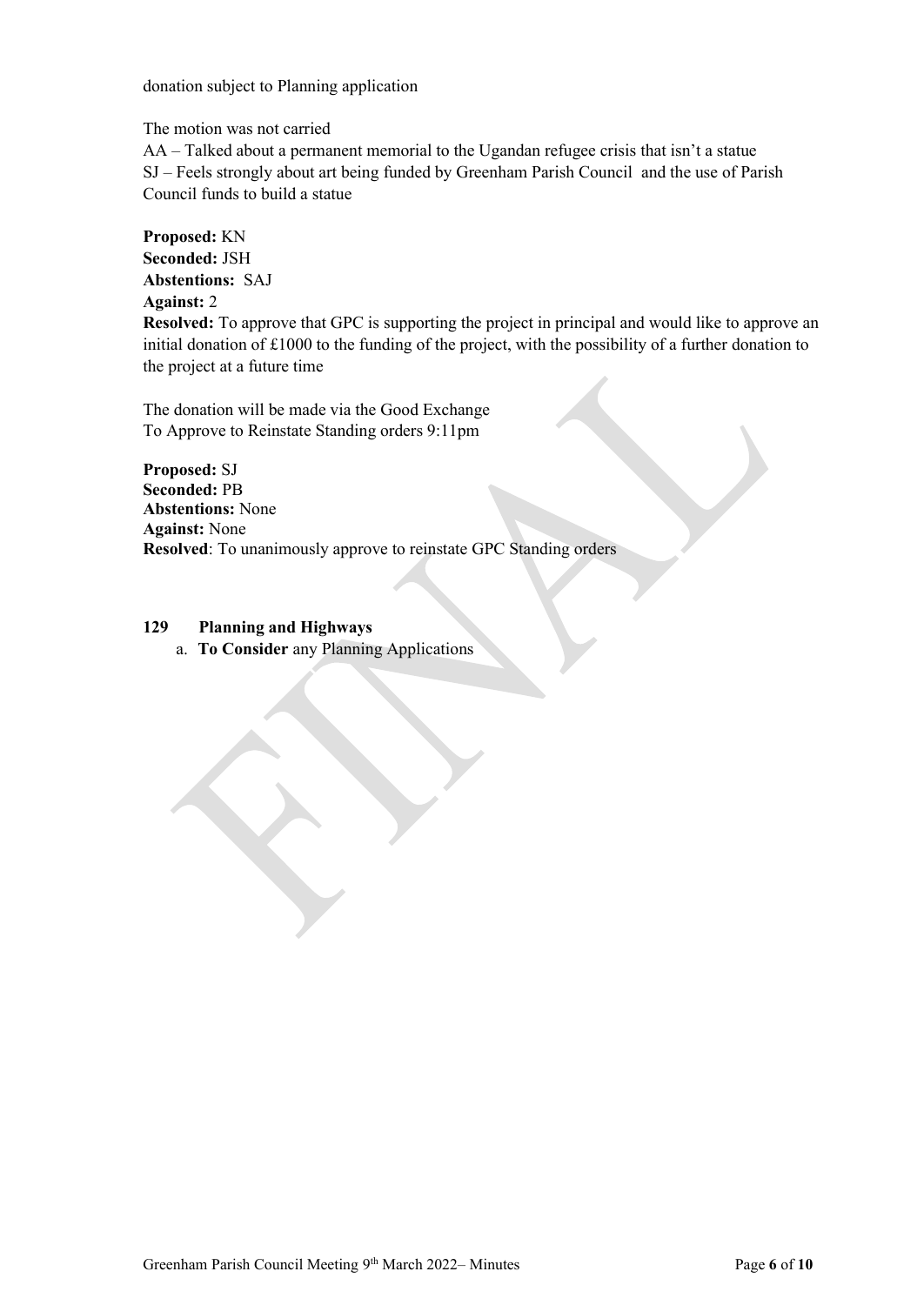donation subject to Planning application

The motion was not carried

AA – Talked about a permanent memorial to the Ugandan refugee crisis that isn't a statue
SJ – Feels strongly about art being funded by Greenham Parish Council and the use of Parish Council funds to build a statue

**Proposed:** KN
**Seconded:** JSH
**Abstentions:** SAJ
**Against:** 2
**Resolved:** To approve that GPC is supporting the project in principal and would like to approve an initial donation of £1000 to the funding of the project, with the possibility of a further donation to the project at a future time

The donation will be made via the Good Exchange
To Approve to Reinstate Standing orders 9:11pm

**Proposed:** SJ
**Seconded:** PB
**Abstentions:** None
**Against:** None
**Resolved**: To unanimously approve to reinstate GPC Standing orders

## 129 Planning and Highways

a. **To Consider** any Planning Applications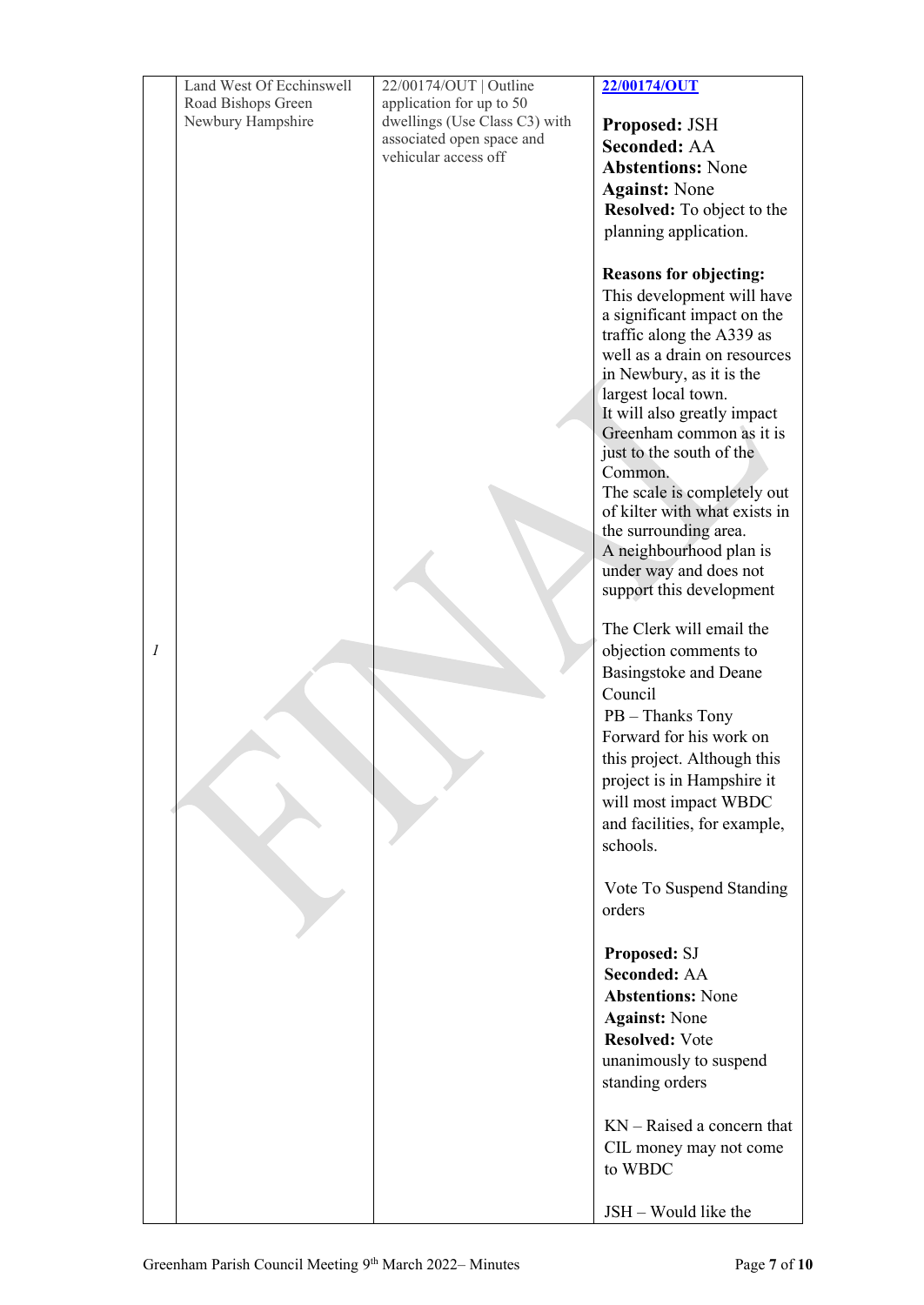| 1 | Land West Of Ecchinswell Road Bishops Green Newbury Hampshire | 22/00174/OUT \| Outline application for up to 50 dwellings (Use Class C3) with associated open space and vehicular access off | **22/00174/OUT**<br><br>**Proposed:** JSH<br>**Seconded:** AA<br>**Abstentions:** None<br>**Against:** None<br>**Resolved:** To object to the planning application.<br><br>**Reasons for objecting:**<br>This development will have a significant impact on the traffic along the A339 as well as a drain on resources in Newbury, as it is the largest local town.<br>It will also greatly impact Greenham common as it is just to the south of the Common.<br>The scale is completely out of kilter with what exists in the surrounding area.<br>A neighbourhood plan is under way and does not support this development<br><br>The Clerk will email the objection comments to Basingstoke and Deane Council<br>PB – Thanks Tony Forward for his work on this project. Although this project is in Hampshire it will most impact WBDC and facilities, for example, schools.<br><br>Vote To Suspend Standing orders<br><br>**Proposed:** SJ<br>**Seconded:** AA<br>**Abstentions:** None<br>**Against:** None<br>**Resolved:** Vote unanimously to suspend standing orders<br><br>KN – Raised a concern that CIL money may not come to WBDC<br><br>JSH – Would like the |
|---|---|---|---|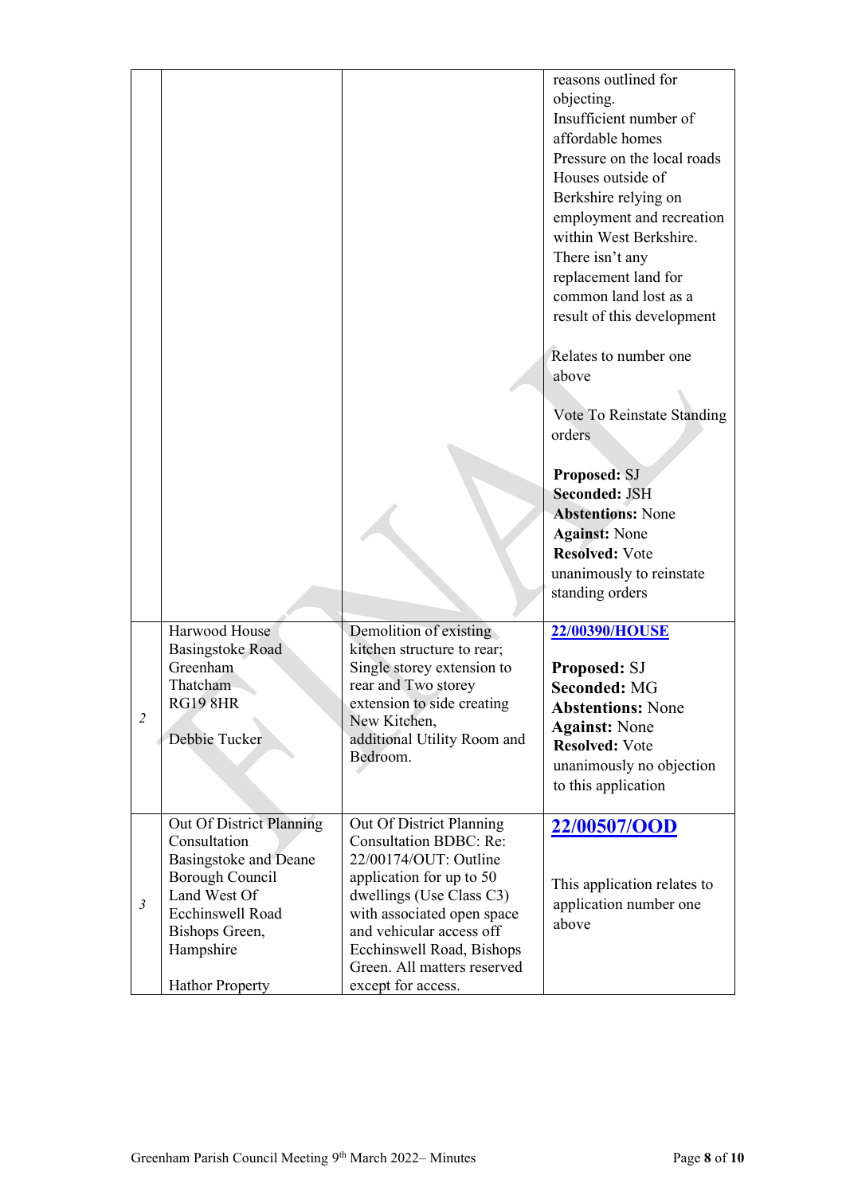| | | | |
|---|---|---|---|
| | | | reasons outlined for objecting.<br>Insufficient number of affordable homes<br>Pressure on the local roads<br>Houses outside of Berkshire relying on employment and recreation within West Berkshire.<br>There isn't any replacement land for common land lost as a result of this development<br><br>Relates to number one above<br><br>Vote To Reinstate Standing orders<br><br>**Proposed:** SJ<br>**Seconded:** JSH<br>**Abstentions:** None<br>**Against:** None<br>**Resolved:** Vote unanimously to reinstate standing orders |
| *2* | Harwood House<br>Basingstoke Road<br>Greenham<br>Thatcham<br>RG19 8HR<br><br>Debbie Tucker | Demolition of existing kitchen structure to rear; Single storey extension to rear and Two storey extension to side creating New Kitchen, additional Utility Room and Bedroom. | **22/00390/HOUSE**<br><br>**Proposed:** SJ<br>**Seconded:** MG<br>**Abstentions:** None<br>**Against:** None<br>**Resolved:** Vote unanimously no objection to this application |
| *3* | Out Of District Planning Consultation<br>Basingstoke and Deane Borough Council<br>Land West Of Ecchinswell Road<br>Bishops Green, Hampshire<br><br>Hathor Property | Out Of District Planning Consultation BDBC: Re: 22/00174/OUT: Outline application for up to 50 dwellings (Use Class C3) with associated open space and vehicular access off Ecchinswell Road, Bishops Green. All matters reserved except for access. | **22/00507/OOD**<br><br>This application relates to application number one above |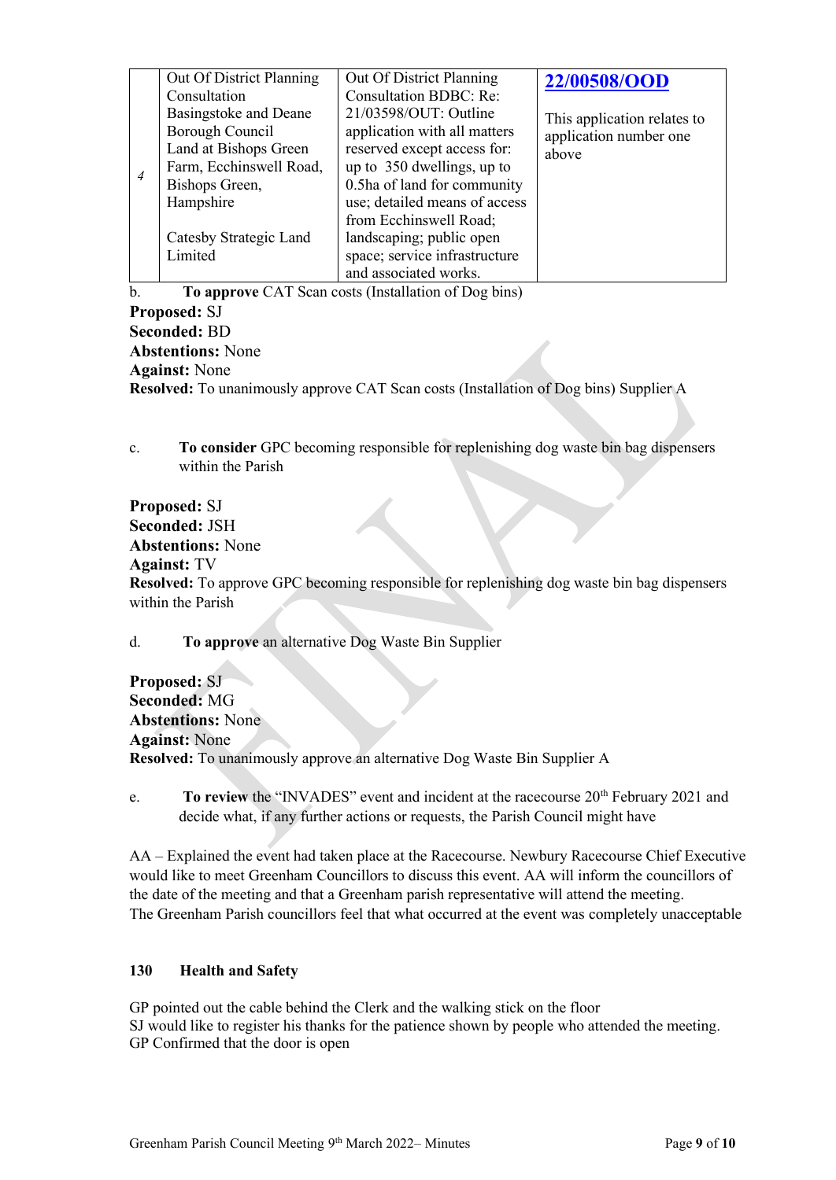| 4 | Out Of District Planning Consultation<br>Basingstoke and Deane Borough Council<br>Land at Bishops Green Farm, Ecchinswell Road, Bishops Green, Hampshire<br><br>Catesby Strategic Land Limited | Out Of District Planning Consultation BDBC: Re: 21/03598/OUT: Outline application with all matters reserved except access for: up to 350 dwellings, up to 0.5ha of land for community use; detailed means of access from Ecchinswell Road; landscaping; public open space; service infrastructure and associated works. | **22/00508/OOD**<br><br>This application relates to application number one above |
|---|---|---|---|

b. **To approve** CAT Scan costs (Installation of Dog bins)

**Proposed:** SJ
**Seconded:** BD
**Abstentions:** None
**Against:** None
**Resolved:** To unanimously approve CAT Scan costs (Installation of Dog bins) Supplier A

c. **To consider** GPC becoming responsible for replenishing dog waste bin bag dispensers within the Parish

**Proposed:** SJ
**Seconded:** JSH
**Abstentions:** None
**Against:** TV
**Resolved:** To approve GPC becoming responsible for replenishing dog waste bin bag dispensers within the Parish

d. **To approve** an alternative Dog Waste Bin Supplier

**Proposed:** SJ
**Seconded:** MG
**Abstentions:** None
**Against:** None
**Resolved:** To unanimously approve an alternative Dog Waste Bin Supplier A

e. **To review** the "INVADES" event and incident at the racecourse 20th February 2021 and decide what, if any further actions or requests, the Parish Council might have

AA – Explained the event had taken place at the Racecourse. Newbury Racecourse Chief Executive would like to meet Greenham Councillors to discuss this event. AA will inform the councillors of the date of the meeting and that a Greenham parish representative will attend the meeting.
The Greenham Parish councillors feel that what occurred at the event was completely unacceptable

**130 Health and Safety**

GP pointed out the cable behind the Clerk and the walking stick on the floor
SJ would like to register his thanks for the patience shown by people who attended the meeting.
GP Confirmed that the door is open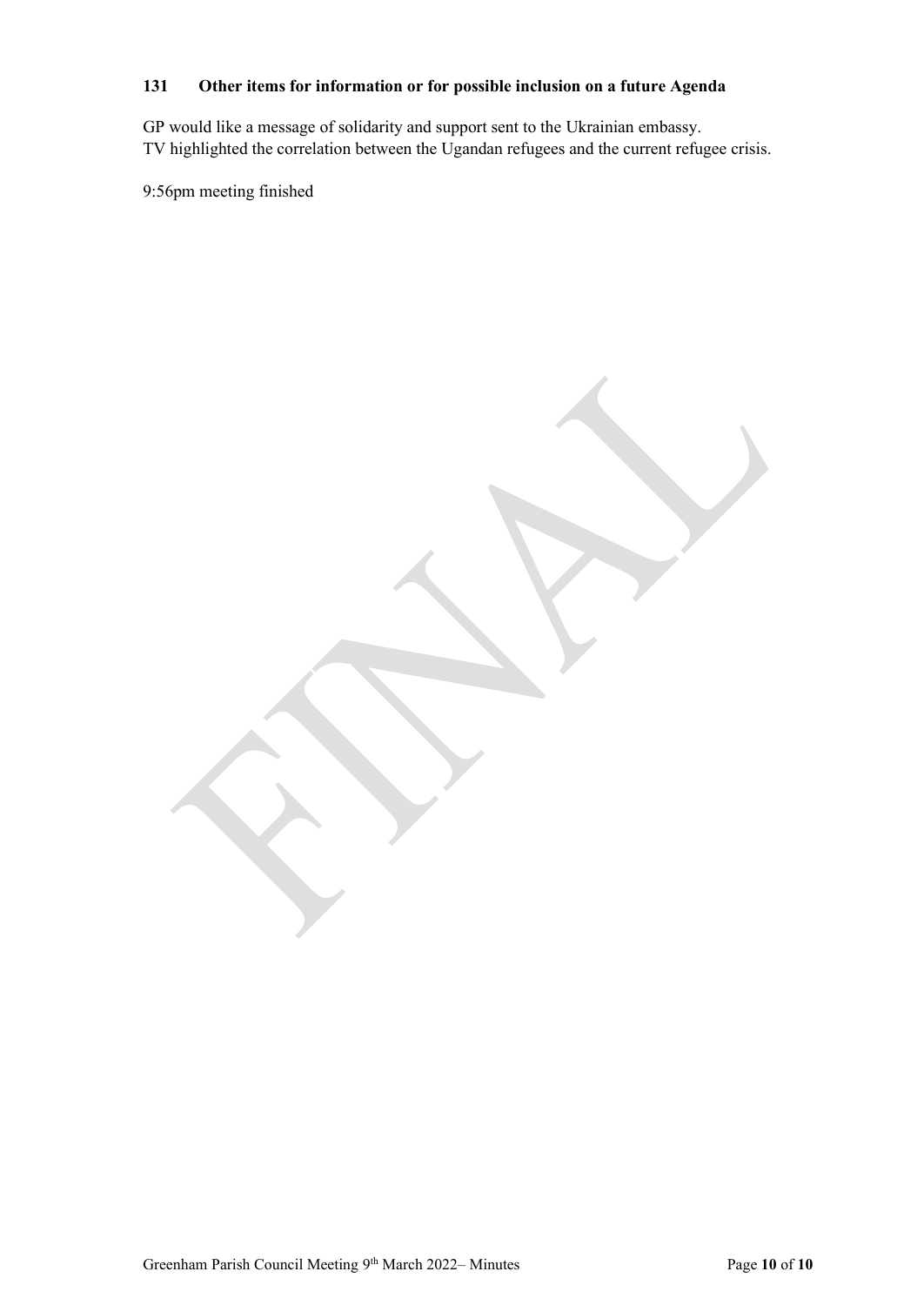### 131 Other items for information or for possible inclusion on a future Agenda

GP would like a message of solidarity and support sent to the Ukrainian embassy.
TV highlighted the correlation between the Ugandan refugees and the current refugee crisis.

9:56pm meeting finished